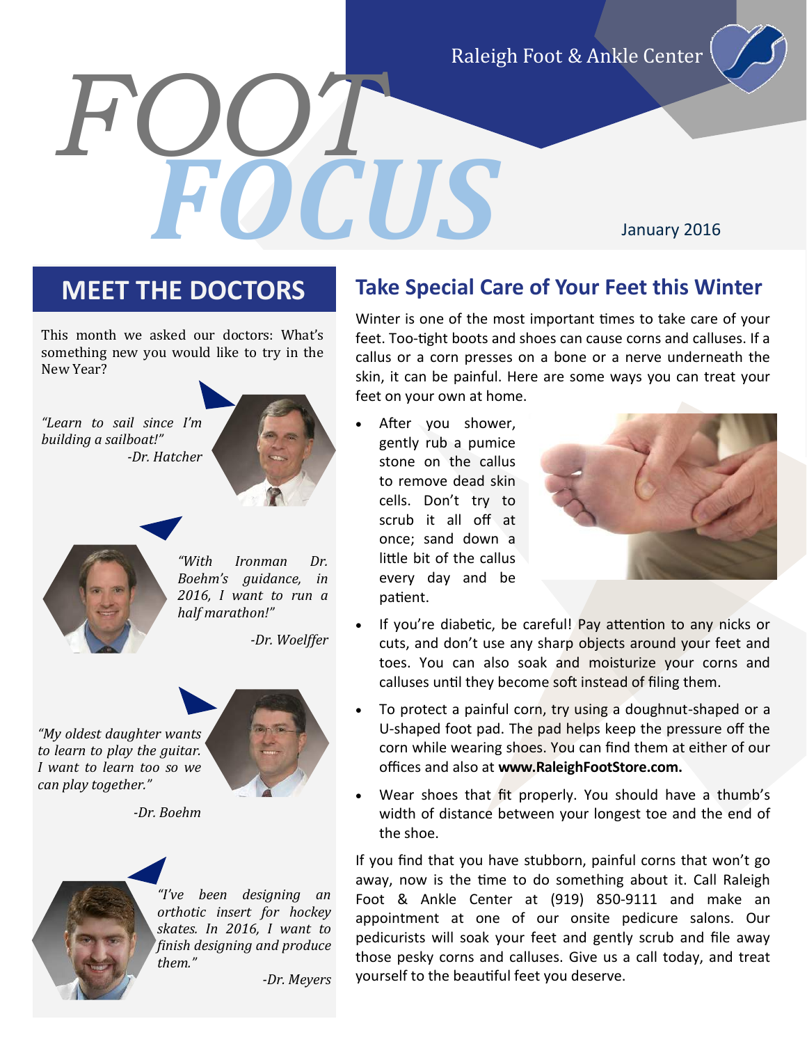Raleigh Foot & Ankle Center

# FOOT FOCUS

January 2016

## MEET THE DOCTORS

This month we asked our doctors: What's something new you would like to try in the New Year?

*"Learn to sail since I'm building a sailboat!"*
*-Dr. Hatcher*

*"With Ironman Dr. Boehm's guidance, in 2016, I want to run a half marathon!"*
*-Dr. Woelffer*

*"My oldest daughter wants to learn to play the guitar. I want to learn too so we can play together."*
*-Dr. Boehm*

*"I've been designing an orthotic insert for hockey skates. In 2016, I want to finish designing and produce them."*
*-Dr. Meyers*

## Take Special Care of Your Feet this Winter

Winter is one of the most important times to take care of your feet. Too-tight boots and shoes can cause corns and calluses. If a callus or a corn presses on a bone or a nerve underneath the skin, it can be painful. Here are some ways you can treat your feet on your own at home.

- After you shower, gently rub a pumice stone on the callus to remove dead skin cells. Don't try to scrub it all off at once; sand down a little bit of the callus every day and be patient.
- If you're diabetic, be careful! Pay attention to any nicks or cuts, and don't use any sharp objects around your feet and toes. You can also soak and moisturize your corns and calluses until they become soft instead of filing them.
- To protect a painful corn, try using a doughnut-shaped or a U-shaped foot pad. The pad helps keep the pressure off the corn while wearing shoes. You can find them at either of our offices and also at **www.RaleighFootStore.com.**
- Wear shoes that fit properly. You should have a thumb's width of distance between your longest toe and the end of the shoe.

If you find that you have stubborn, painful corns that won't go away, now is the time to do something about it. Call Raleigh Foot & Ankle Center at (919) 850-9111 and make an appointment at one of our onsite pedicure salons. Our pedicurists will soak your feet and gently scrub and file away those pesky corns and calluses. Give us a call today, and treat yourself to the beautiful feet you deserve.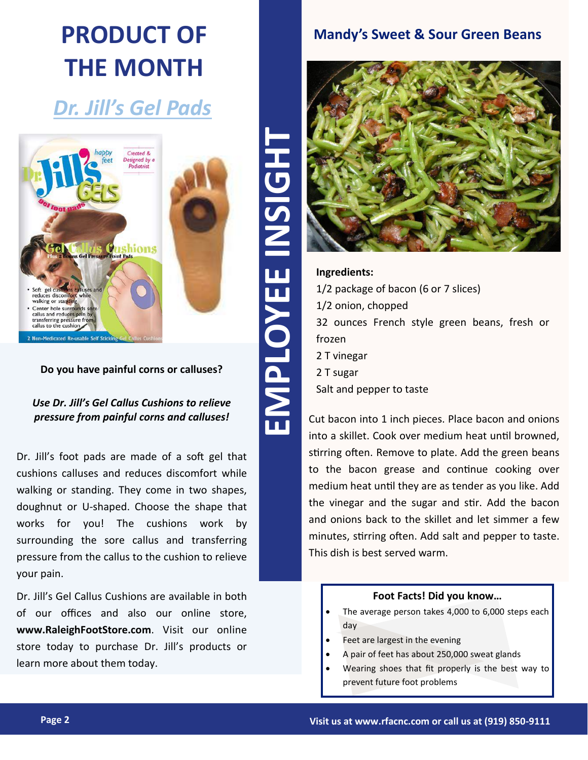# PRODUCT OF THE MONTH

## Dr. Jill's Gel Pads

**Do you have painful corns or calluses?**

***Use Dr. Jill's Gel Callus Cushions to relieve pressure from painful corns and calluses!***

Dr. Jill's foot pads are made of a soft gel that cushions calluses and reduces discomfort while walking or standing. They come in two shapes, doughnut or U-shaped. Choose the shape that works for you! The cushions work by surrounding the sore callus and transferring pressure from the callus to the cushion to relieve your pain.

Dr. Jill's Gel Callus Cushions are available in both of our offices and also our online store, **www.RaleighFootStore.com**. Visit our online store today to purchase Dr. Jill's products or learn more about them today.

# EMPLOYEE INSIGHT

## Mandy's Sweet & Sour Green Beans

**Ingredients:**

1/2 package of bacon (6 or 7 slices)
1/2 onion, chopped
32 ounces French style green beans, fresh or frozen
2 T vinegar
2 T sugar
Salt and pepper to taste

Cut bacon into 1 inch pieces. Place bacon and onions into a skillet. Cook over medium heat until browned, stirring often. Remove to plate. Add the green beans to the bacon grease and continue cooking over medium heat until they are as tender as you like. Add the vinegar and the sugar and stir. Add the bacon and onions back to the skillet and let simmer a few minutes, stirring often. Add salt and pepper to taste. This dish is best served warm.

**Foot Facts! Did you know…**

- The average person takes 4,000 to 6,000 steps each day
- Feet are largest in the evening
- A pair of feet has about 250,000 sweat glands
- Wearing shoes that fit properly is the best way to prevent future foot problems

Visit us at www.rfacnc.com or call us at (919) 850-9111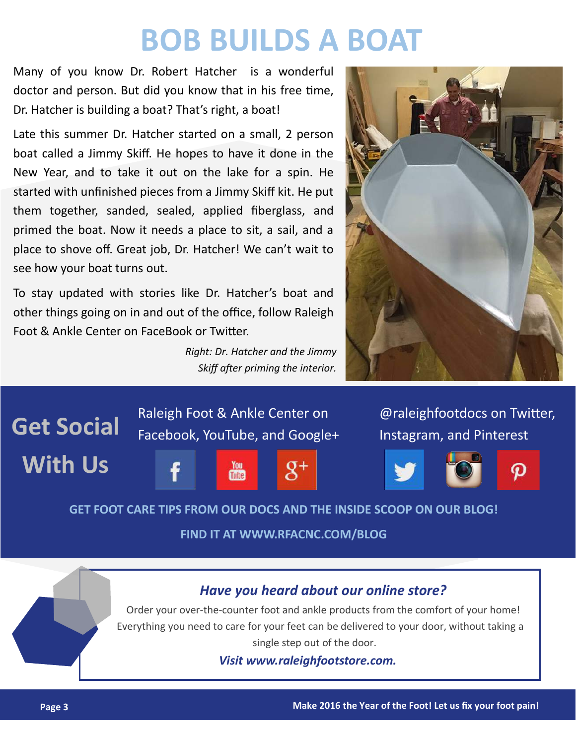# BOB BUILDS A BOAT

Many of you know Dr. Robert Hatcher is a wonderful doctor and person. But did you know that in his free time, Dr. Hatcher is building a boat? That's right, a boat!

Late this summer Dr. Hatcher started on a small, 2 person boat called a Jimmy Skiff. He hopes to have it done in the New Year, and to take it out on the lake for a spin. He started with unfinished pieces from a Jimmy Skiff kit. He put them together, sanded, sealed, applied fiberglass, and primed the boat. Now it needs a place to sit, a sail, and a place to shove off. Great job, Dr. Hatcher! We can't wait to see how your boat turns out.

To stay updated with stories like Dr. Hatcher's boat and other things going on in and out of the office, follow Raleigh Foot & Ankle Center on FaceBook or Twitter.

*Right: Dr. Hatcher and the Jimmy Skiff after priming the interior.*

## Get Social With Us

Raleigh Foot & Ankle Center on Facebook, YouTube, and Google+

@raleighfootdocs on Twitter, Instagram, and Pinterest

**GET FOOT CARE TIPS FROM OUR DOCS AND THE INSIDE SCOOP ON OUR BLOG!**

**FIND IT AT WWW.RFACNC.COM/BLOG**

### *Have you heard about our online store?*

Order your over-the-counter foot and ankle products from the comfort of your home! Everything you need to care for your feet can be delivered to your door, without taking a single step out of the door.

***Visit www.raleighfootstore.com.***

**Make 2016 the Year of the Foot! Let us fix your foot pain!**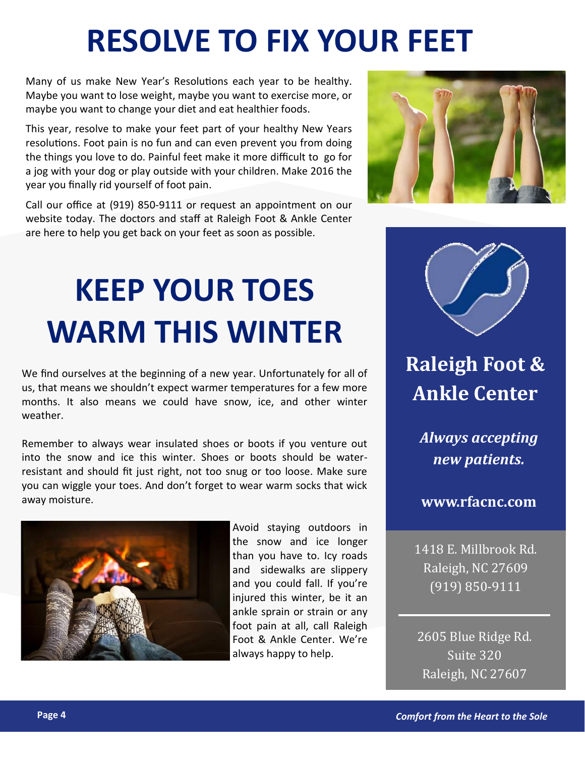# RESOLVE TO FIX YOUR FEET

Many of us make New Year's Resolutions each year to be healthy. Maybe you want to lose weight, maybe you want to exercise more, or maybe you want to change your diet and eat healthier foods.

This year, resolve to make your feet part of your healthy New Years resolutions. Foot pain is no fun and can even prevent you from doing the things you love to do. Painful feet make it more difficult to go for a jog with your dog or play outside with your children. Make 2016 the year you finally rid yourself of foot pain.

Call our office at (919) 850-9111 or request an appointment on our website today. The doctors and staff at Raleigh Foot & Ankle Center are here to help you get back on your feet as soon as possible.

# KEEP YOUR TOES WARM THIS WINTER

We find ourselves at the beginning of a new year. Unfortunately for all of us, that means we shouldn't expect warmer temperatures for a few more months. It also means we could have snow, ice, and other winter weather.

Remember to always wear insulated shoes or boots if you venture out into the snow and ice this winter. Shoes or boots should be water-resistant and should fit just right, not too snug or too loose. Make sure you can wiggle your toes. And don't forget to wear warm socks that wick away moisture.

Avoid staying outdoors in the snow and ice longer than you have to. Icy roads and sidewalks are slippery and you could fall. If you're injured this winter, be it an ankle sprain or strain or any foot pain at all, call Raleigh Foot & Ankle Center. We're always happy to help.

## Raleigh Foot & Ankle Center

***Always accepting new patients.***

**www.rfacnc.com**

1418 E. Millbrook Rd.
Raleigh, NC 27609
(919) 850-9111

2605 Blue Ridge Rd.
Suite 320
Raleigh, NC 27607

*Comfort from the Heart to the Sole*